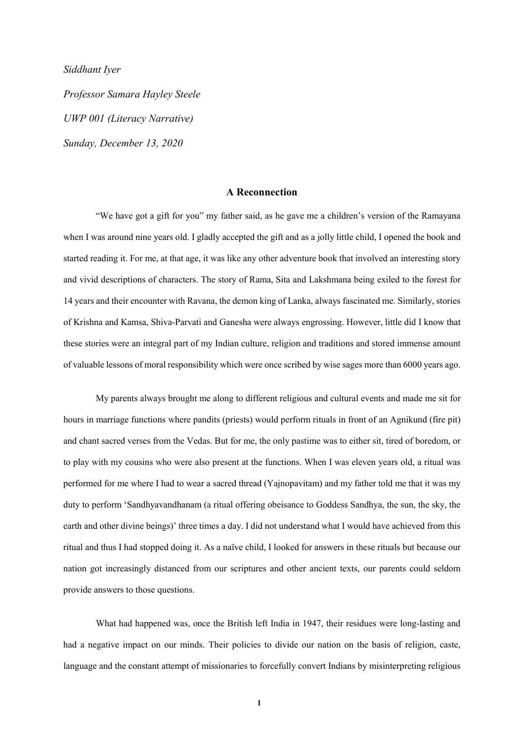*Siddhant Iyer*

*Professor Samara Hayley Steele*

*UWP 001 (Literacy Narrative)*

*Sunday, December 13, 2020*

## A Reconnection

"We have got a gift for you" my father said, as he gave me a children's version of the Ramayana when I was around nine years old. I gladly accepted the gift and as a jolly little child, I opened the book and started reading it. For me, at that age, it was like any other adventure book that involved an interesting story and vivid descriptions of characters. The story of Rama, Sita and Lakshmana being exiled to the forest for 14 years and their encounter with Ravana, the demon king of Lanka, always fascinated me. Similarly, stories of Krishna and Kamsa, Shiva-Parvati and Ganesha were always engrossing. However, little did I know that these stories were an integral part of my Indian culture, religion and traditions and stored immense amount of valuable lessons of moral responsibility which were once scribed by wise sages more than 6000 years ago.

My parents always brought me along to different religious and cultural events and made me sit for hours in marriage functions where pandits (priests) would perform rituals in front of an Agnikund (fire pit) and chant sacred verses from the Vedas. But for me, the only pastime was to either sit, tired of boredom, or to play with my cousins who were also present at the functions. When I was eleven years old, a ritual was performed for me where I had to wear a sacred thread (Yajnopavitam) and my father told me that it was my duty to perform 'Sandhyavandhanam (a ritual offering obeisance to Goddess Sandhya, the sun, the sky, the earth and other divine beings)' three times a day. I did not understand what I would have achieved from this ritual and thus I had stopped doing it. As a naïve child, I looked for answers in these rituals but because our nation got increasingly distanced from our scriptures and other ancient texts, our parents could seldom provide answers to those questions.

What had happened was, once the British left India in 1947, their residues were long-lasting and had a negative impact on our minds. Their policies to divide our nation on the basis of religion, caste, language and the constant attempt of missionaries to forcefully convert Indians by misinterpreting religious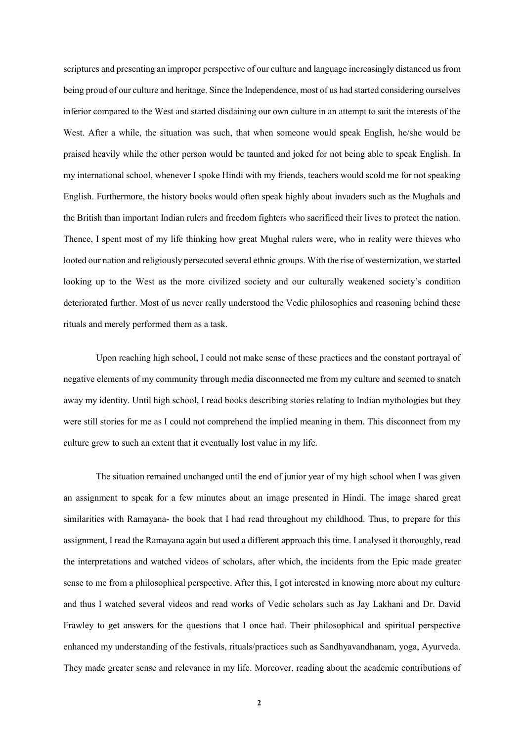scriptures and presenting an improper perspective of our culture and language increasingly distanced us from being proud of our culture and heritage. Since the Independence, most of us had started considering ourselves inferior compared to the West and started disdaining our own culture in an attempt to suit the interests of the West. After a while, the situation was such, that when someone would speak English, he/she would be praised heavily while the other person would be taunted and joked for not being able to speak English. In my international school, whenever I spoke Hindi with my friends, teachers would scold me for not speaking English. Furthermore, the history books would often speak highly about invaders such as the Mughals and the British than important Indian rulers and freedom fighters who sacrificed their lives to protect the nation. Thence, I spent most of my life thinking how great Mughal rulers were, who in reality were thieves who looted our nation and religiously persecuted several ethnic groups. With the rise of westernization, we started looking up to the West as the more civilized society and our culturally weakened society's condition deteriorated further. Most of us never really understood the Vedic philosophies and reasoning behind these rituals and merely performed them as a task.

Upon reaching high school, I could not make sense of these practices and the constant portrayal of negative elements of my community through media disconnected me from my culture and seemed to snatch away my identity. Until high school, I read books describing stories relating to Indian mythologies but they were still stories for me as I could not comprehend the implied meaning in them. This disconnect from my culture grew to such an extent that it eventually lost value in my life.

The situation remained unchanged until the end of junior year of my high school when I was given an assignment to speak for a few minutes about an image presented in Hindi. The image shared great similarities with Ramayana- the book that I had read throughout my childhood. Thus, to prepare for this assignment, I read the Ramayana again but used a different approach this time. I analysed it thoroughly, read the interpretations and watched videos of scholars, after which, the incidents from the Epic made greater sense to me from a philosophical perspective. After this, I got interested in knowing more about my culture and thus I watched several videos and read works of Vedic scholars such as Jay Lakhani and Dr. David Frawley to get answers for the questions that I once had. Their philosophical and spiritual perspective enhanced my understanding of the festivals, rituals/practices such as Sandhyavandhanam, yoga, Ayurveda. They made greater sense and relevance in my life. Moreover, reading about the academic contributions of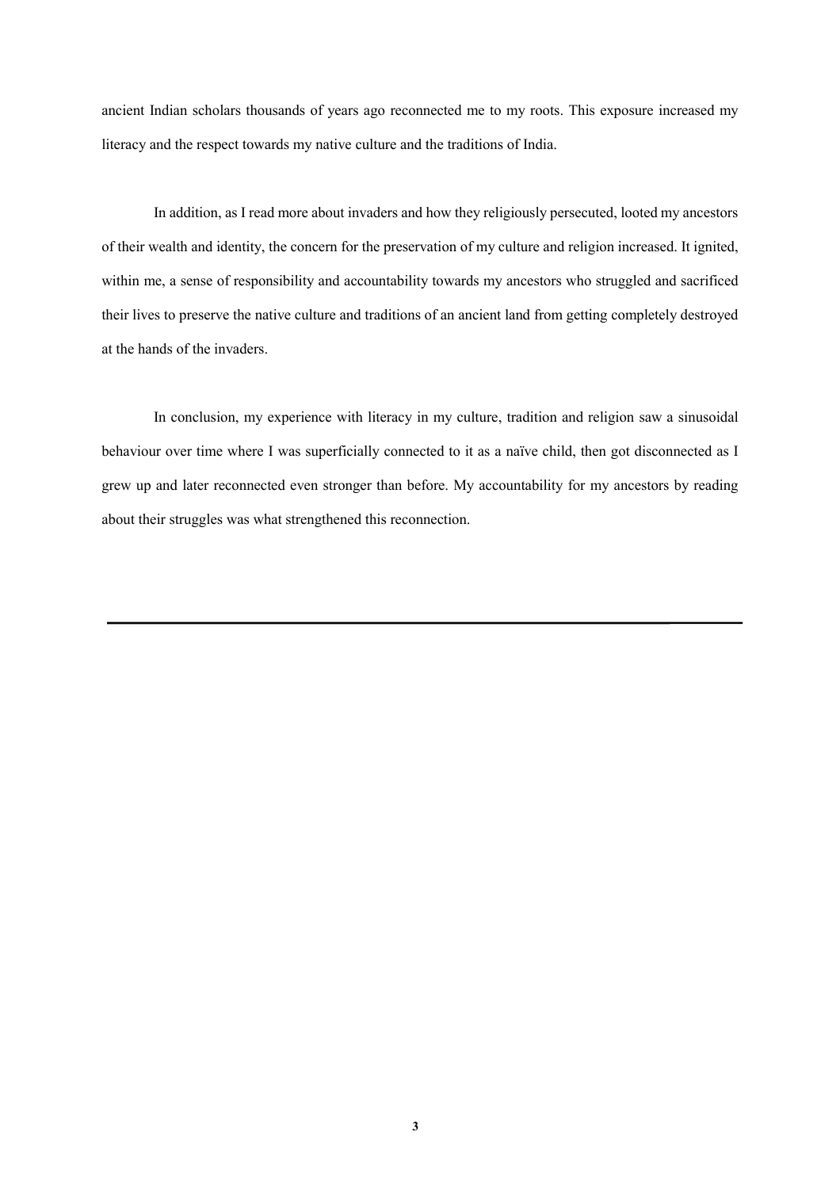ancient Indian scholars thousands of years ago reconnected me to my roots. This exposure increased my literacy and the respect towards my native culture and the traditions of India.

In addition, as I read more about invaders and how they religiously persecuted, looted my ancestors of their wealth and identity, the concern for the preservation of my culture and religion increased. It ignited, within me, a sense of responsibility and accountability towards my ancestors who struggled and sacrificed their lives to preserve the native culture and traditions of an ancient land from getting completely destroyed at the hands of the invaders.

In conclusion, my experience with literacy in my culture, tradition and religion saw a sinusoidal behaviour over time where I was superficially connected to it as a naïve child, then got disconnected as I grew up and later reconnected even stronger than before. My accountability for my ancestors by reading about their struggles was what strengthened this reconnection.

---